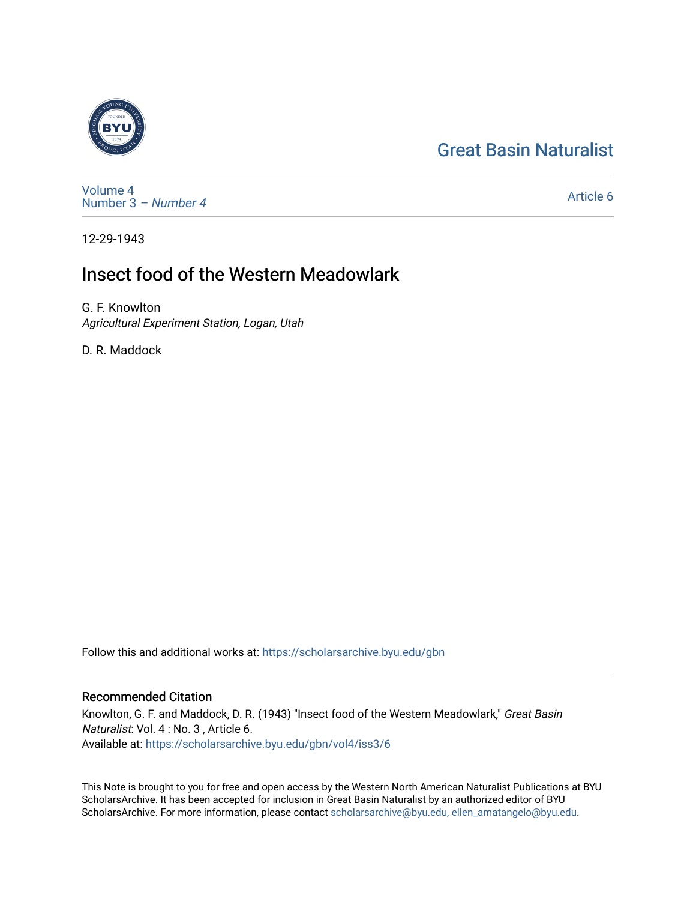Great Basin Naturalist

Volume 4
Number 3 – *Number 4*

Article 6

12-29-1943

# Insect food of the Western Meadowlark

G. F. Knowlton
*Agricultural Experiment Station, Logan, Utah*

D. R. Maddock

Follow this and additional works at: https://scholarsarchive.byu.edu/gbn

## Recommended Citation

Knowlton, G. F. and Maddock, D. R. (1943) "Insect food of the Western Meadowlark," *Great Basin Naturalist*: Vol. 4 : No. 3 , Article 6.
Available at: https://scholarsarchive.byu.edu/gbn/vol4/iss3/6

This Note is brought to you for free and open access by the Western North American Naturalist Publications at BYU ScholarsArchive. It has been accepted for inclusion in Great Basin Naturalist by an authorized editor of BYU ScholarsArchive. For more information, please contact scholarsarchive@byu.edu, ellen_amatangelo@byu.edu.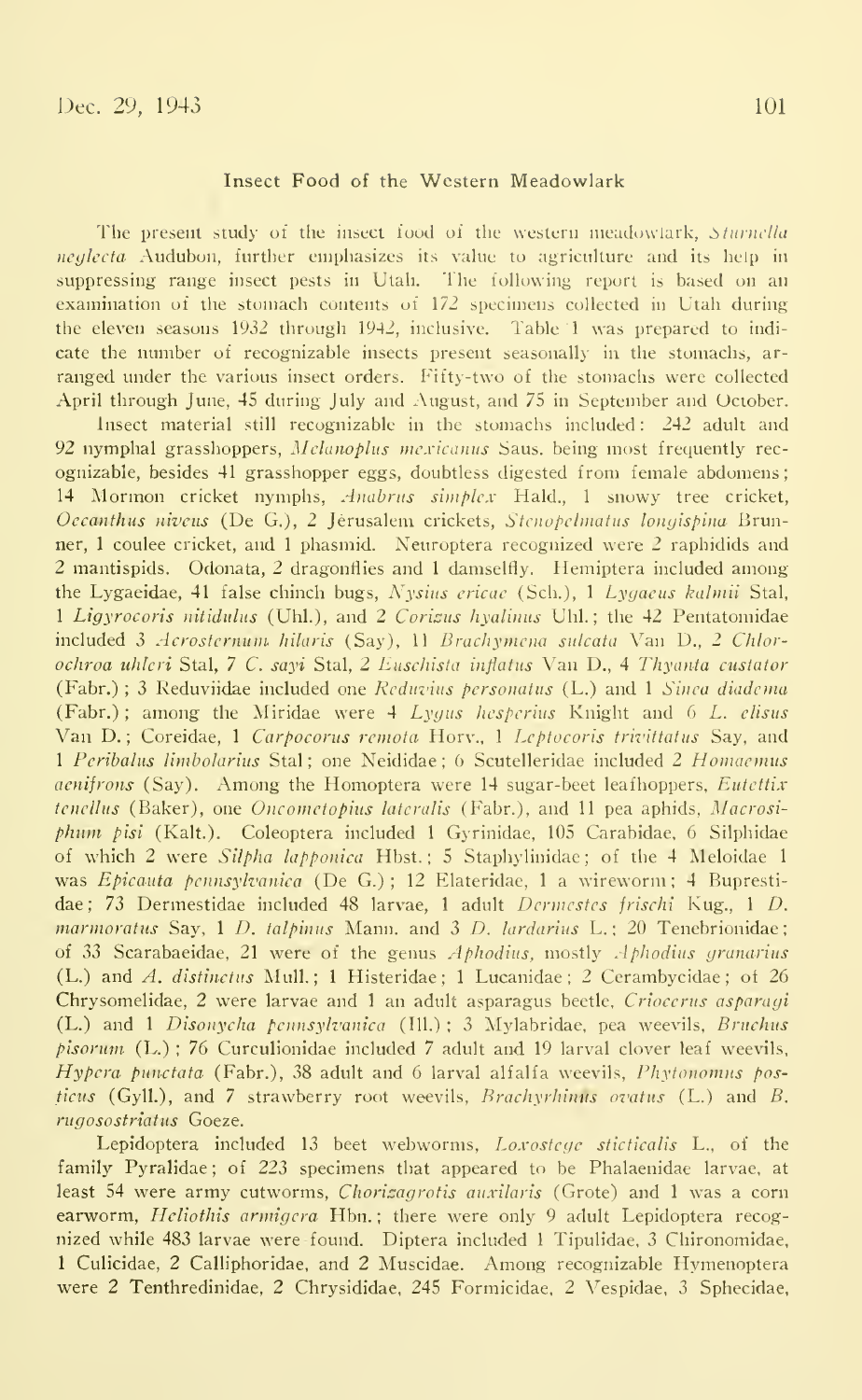## Insect Food of the Western Meadowlark

The present study of the insect food of the western meadowlark, *Sturnella neglecta* Audubon, further emphasizes its value to agriculture and its help in suppressing range insect pests in Utah. The following report is based on an examination of the stomach contents of 172 specimens collected in Utah during the eleven seasons 1932 through 1942, inclusive. Table 1 was prepared to indicate the number of recognizable insects present seasonally in the stomachs, arranged under the various insect orders. Fifty-two of the stomachs were collected April through June, 45 during July and August, and 75 in September and October.

Insect material still recognizable in the stomachs included: 242 adult and 92 nymphal grasshoppers, *Melanoplus mexicanus* Saus. being most frequently recognizable, besides 41 grasshopper eggs, doubtless digested from female abdomens; 14 Mormon cricket nymphs, *Anabrus simplex* Hald., 1 snowy tree cricket, *Oecanthus niveus* (De G.), 2 Jerusalem crickets, *Stenopelmatus longispina* Brunner, 1 coulee cricket, and 1 phasmid. Neuroptera recognized were 2 raphidids and 2 mantispids. Odonata, 2 dragonflies and 1 damselfly. Hemiptera included among the Lygaeidae, 41 false chinch bugs, *Nysius ericae* (Sch.), 1 *Lygaeus kalmii* Stal, 1 *Ligyrocoris nitidulus* (Uhl.), and 2 *Corizus hyalinus* Uhl.; the 42 Pentatomidae included 3 *Acrosternum hilaris* (Say), 11 *Brachymena sulcata* Van D., 2 *Chlorochroa uhleri* Stal, 7 *C. sayi* Stal, 2 *Euschista inflatus* Van D., 4 *Thyanta custator* (Fabr.); 3 Reduviidae included one *Reduvius personatus* (L.) and 1 *Sinea diadema* (Fabr.); among the Miridae were 4 *Lygus hesperius* Knight and 6 *L. elisus* Van D.; Coreidae, 1 *Carpocorus remota* Horv., 1 *Leptocoris trivittatus* Say, and 1 *Peribalus limbolarius* Stal; one Neididae; 6 Scutelleridae included 2 *Homaemus aenifrons* (Say). Among the Homoptera were 14 sugar-beet leafhoppers, *Eutettix tenellus* (Baker), one *Oncometopius lateralis* (Fabr.), and 11 pea aphids, *Macrosiphum pisi* (Kalt.). Coleoptera included 1 Gyrinidae, 105 Carabidae, 6 Silphidae of which 2 were *Silpha lapponica* Hbst.; 5 Staphylinidae; of the 4 Meloidae 1 was *Epicauta pennsylvanica* (De G.); 12 Elateridae, 1 a wireworm; 4 Buprestidae; 73 Dermestidae included 48 larvae, 1 adult *Dermestes frischi* Kug., 1 *D. marmoratus* Say, 1 *D. talpinus* Mann. and 3 *D. lardarius* L.; 20 Tenebrionidae; of 33 Scarabaeidae, 21 were of the genus *Aphodius*, mostly *Aphodius granarius* (L.) and *A. distinctus* Mull.; 1 Histeridae; 1 Lucanidae; 2 Cerambycidae; of 26 Chrysomelidae, 2 were larvae and 1 an adult asparagus beetle, *Crioceris asparagi* (L.) and 1 *Disonycha pennsylvanica* (Ill.); 3 Mylabridae, pea weevils, *Bruchus pisorum* (L.); 76 Curculionidae included 7 adult and 19 larval clover leaf weevils, *Hypera punctata* (Fabr.), 38 adult and 6 larval alfalfa weevils, *Phytonomus posticus* (Gyll.), and 7 strawberry root weevils, *Brachyrhinus ovatus* (L.) and *B. rugosostriatus* Goeze.

Lepidoptera included 13 beet webworms, *Loxostege sticticalis* L., of the family Pyralidae; of 223 specimens that appeared to be Phalaenidae larvae, at least 54 were army cutworms, *Chorizagrotis auxilaris* (Grote) and 1 was a corn earworm, *Heliothis armigera* Hbn.; there were only 9 adult Lepidoptera recognized while 483 larvae were found. Diptera included 1 Tipulidae, 3 Chironomidae, 1 Culicidae, 2 Calliphoridae, and 2 Muscidae. Among recognizable Hymenoptera were 2 Tenthredinidae, 2 Chrysididae, 245 Formicidae, 2 Vespidae, 3 Sphecidae,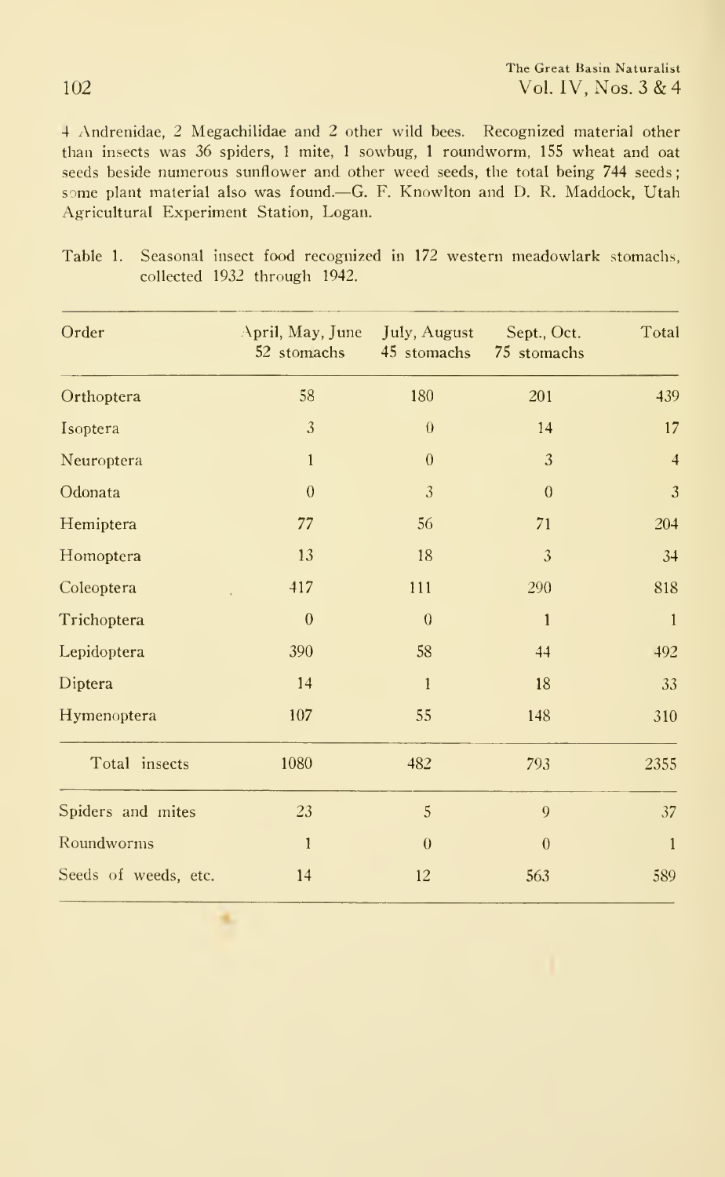4 Andrenidae, 2 Megachilidae and 2 other wild bees. Recognized material other than insects was 36 spiders, 1 mite, 1 sowbug, 1 roundworm, 155 wheat and oat seeds beside numerous sunflower and other weed seeds, the total being 744 seeds; some plant material also was found.—G. F. Knowlton and D. R. Maddock, Utah Agricultural Experiment Station, Logan.

Table 1. Seasonal insect food recognized in 172 western meadowlark stomachs, collected 1932 through 1942.

| Order | April, May, June 52 stomachs | July, August 45 stomachs | Sept., Oct. 75 stomachs | Total |
|---|---|---|---|---|
| Orthoptera | 58 | 180 | 201 | 439 |
| Isoptera | 3 | 0 | 14 | 17 |
| Neuroptera | 1 | 0 | 3 | 4 |
| Odonata | 0 | 3 | 0 | 3 |
| Hemiptera | 77 | 56 | 71 | 204 |
| Homoptera | 13 | 18 | 3 | 34 |
| Coleoptera | 417 | 111 | 290 | 818 |
| Trichoptera | 0 | 0 | 1 | 1 |
| Lepidoptera | 390 | 58 | 44 | 492 |
| Diptera | 14 | 1 | 18 | 33 |
| Hymenoptera | 107 | 55 | 148 | 310 |
| Total insects | 1080 | 482 | 793 | 2355 |
| Spiders and mites | 23 | 5 | 9 | 37 |
| Roundworms | 1 | 0 | 0 | 1 |
| Seeds of weeds, etc. | 14 | 12 | 563 | 589 |